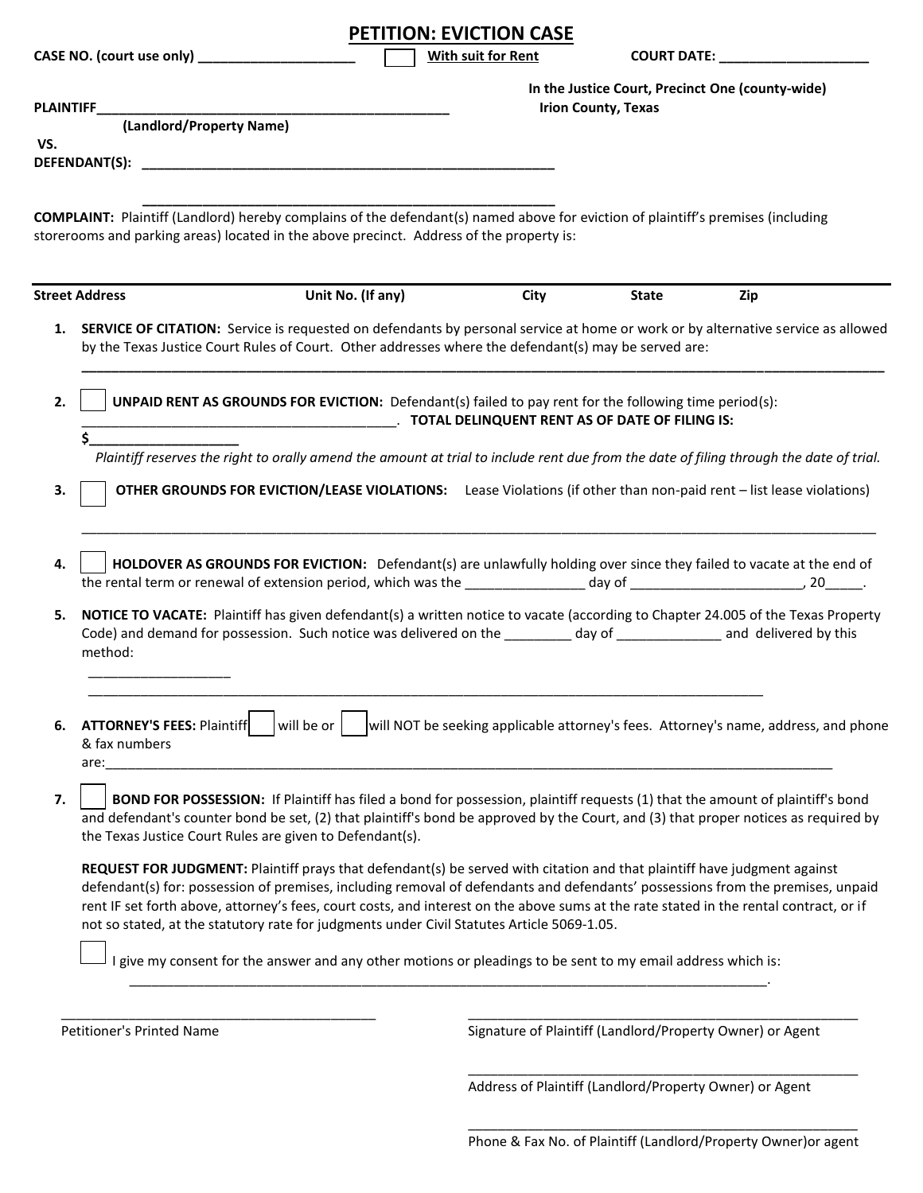# PETITION: EVICTION CASE

**CASE NO. (court use only) ____________________** ☐ **With suit for Rent** **COURT DATE: ___________________**

**In the Justice Court, Precinct One (county-wide)**
**Irion County, Texas**

**PLAINTIFF_______________________________________________**
**(Landlord/Property Name)**

**VS.**

**DEFENDANT(S): ______________________________________________________**

**______________________________________________________**

**COMPLAINT:** Plaintiff (Landlord) hereby complains of the defendant(s) named above for eviction of plaintiff's premises (including storerooms and parking areas) located in the above precinct. Address of the property is:

| Street Address | Unit No. (If any) | City | State | Zip |
|---|---|---|---|---|
| | | | | |

1. **SERVICE OF CITATION:** Service is requested on defendants by personal service at home or work or by alternative service as allowed by the Texas Justice Court Rules of Court. Other addresses where the defendant(s) may be served are:
   ______________________________________________________________________________________________

2. ☐ **UNPAID RENT AS GROUNDS FOR EVICTION:** Defendant(s) failed to pay rent for the following time period(s): _________________________________________. **TOTAL DELINQUENT RENT AS OF DATE OF FILING IS: $___________________**

   *Plaintiff reserves the right to orally amend the amount at trial to include rent due from the date of filing through the date of trial.*

3. ☐ **OTHER GROUNDS FOR EVICTION/LEASE VIOLATIONS:** Lease Violations (if other than non-paid rent – list lease violations)
   ______________________________________________________________________________________________

4. ☐ **HOLDOVER AS GROUNDS FOR EVICTION:** Defendant(s) are unlawfully holding over since they failed to vacate at the end of the rental term or renewal of extension period, which was the _______________ day of ______________________, 20_____.

5. **NOTICE TO VACATE:** Plaintiff has given defendant(s) a written notice to vacate (according to Chapter 24.005 of the Texas Property Code) and demand for possession. Such notice was delivered on the _________ day of _____________ and delivered by this method:
   __________________
   ______________________________________________________________________________________________

6. **ATTORNEY'S FEES:** Plaintiff ☐ will be or ☐ will NOT be seeking applicable attorney's fees. Attorney's name, address, and phone & fax numbers are:______________________________________________________________________________________________

7. ☐ **BOND FOR POSSESSION:** If Plaintiff has filed a bond for possession, plaintiff requests (1) that the amount of plaintiff's bond and defendant's counter bond be set, (2) that plaintiff's bond be approved by the Court, and (3) that proper notices as required by the Texas Justice Court Rules are given to Defendant(s).

   **REQUEST FOR JUDGMENT:** Plaintiff prays that defendant(s) be served with citation and that plaintiff have judgment against defendant(s) for: possession of premises, including removal of defendants and defendants' possessions from the premises, unpaid rent IF set forth above, attorney's fees, court costs, and interest on the above sums at the rate stated in the rental contract, or if not so stated, at the statutory rate for judgments under Civil Statutes Article 5069-1.05.

   ☐ I give my consent for the answer and any other motions or pleadings to be sent to my email address which is:
   ________________________________________________________________________________.

_________________________________________
Petitioner's Printed Name

_________________________________________
Signature of Plaintiff (Landlord/Property Owner) or Agent

_________________________________________
Address of Plaintiff (Landlord/Property Owner) or Agent

_________________________________________
Phone & Fax No. of Plaintiff (Landlord/Property Owner)or agent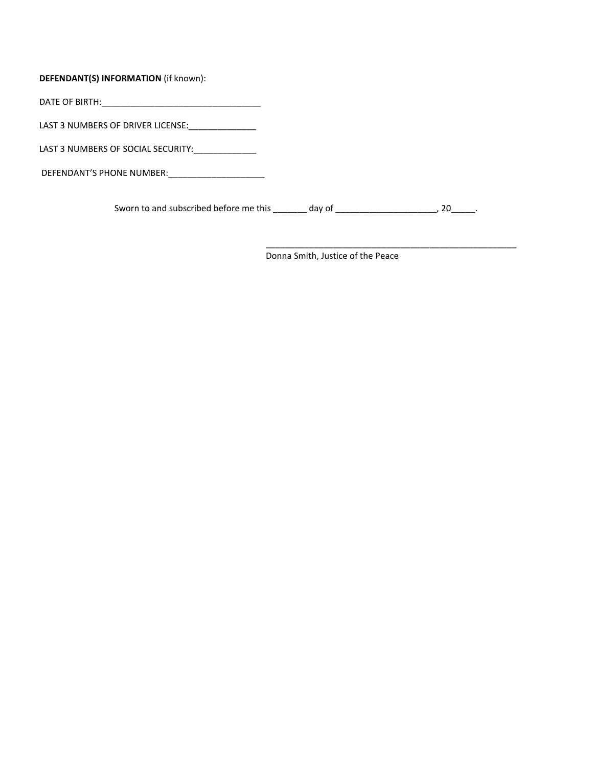**DEFENDANT(S) INFORMATION** (if known):

DATE OF BIRTH:_________________________________

LAST 3 NUMBERS OF DRIVER LICENSE:______________

LAST 3 NUMBERS OF SOCIAL SECURITY:_____________

DEFENDANT'S PHONE NUMBER:____________________

Sworn to and subscribed before me this _______ day of _____________________, 20_____.

_____________________________________________________

Donna Smith, Justice of the Peace